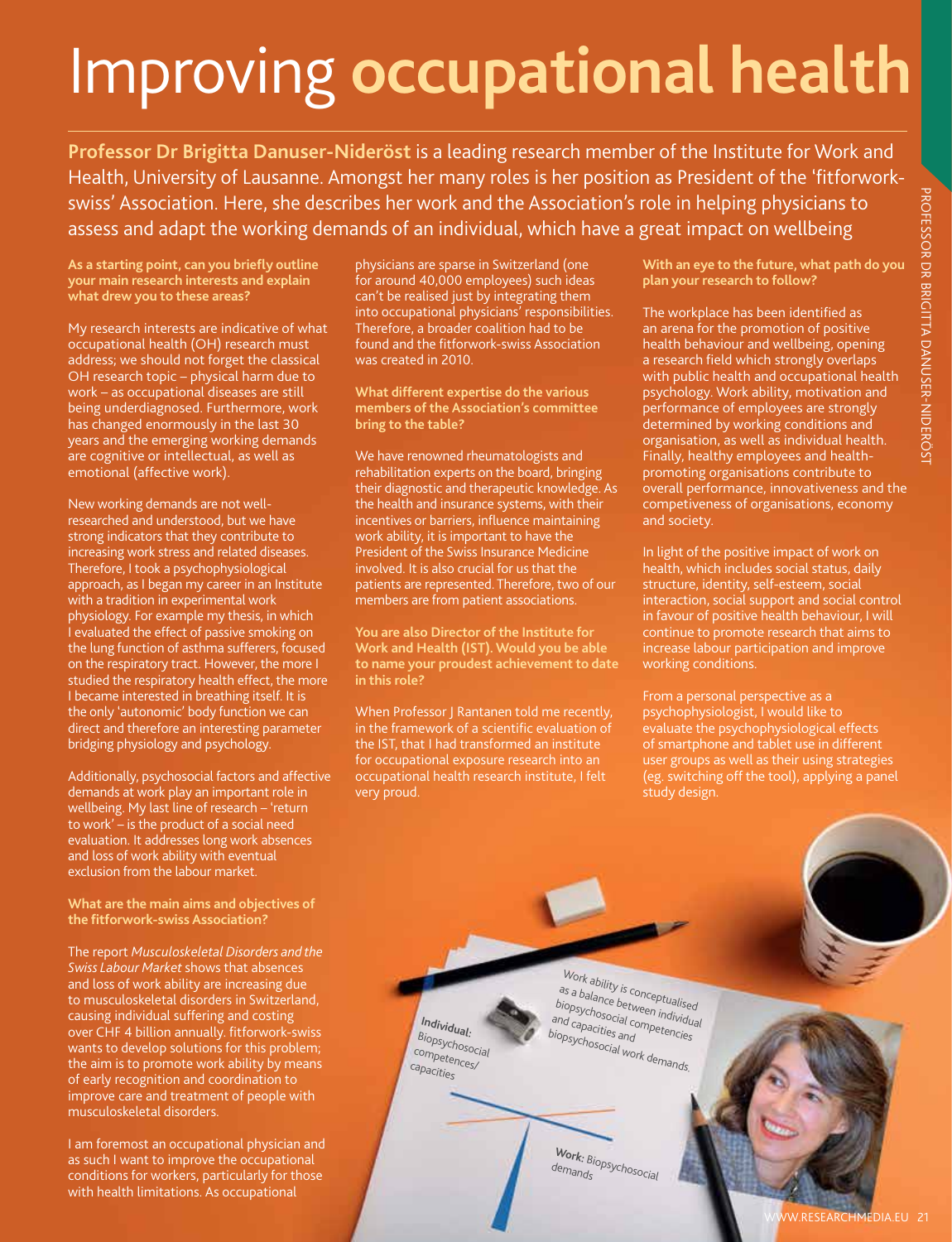# Improving **occupational health**

**Professor Dr Brigitta Danuser-Nideröst** is a leading research member of the Institute for Work and Health, University of Lausanne. Amongst her many roles is her position as President of the 'fitforwork-swiss' Association. Here, she describes her work and the Association's role in helping physicians to assess and adapt the working demands of an individual, which have a great impact on wellbeing

**As a starting point, can you briefly outline your main research interests and explain what drew you to these areas?**

My research interests are indicative of what occupational health (OH) research must address; we should not forget the classical OH research topic – physical harm due to work – as occupational diseases are still being underdiagnosed. Furthermore, work has changed enormously in the last 30 years and the emerging working demands are cognitive or intellectual, as well as emotional (affective work).

New working demands are not well-researched and understood, but we have strong indicators that they contribute to increasing work stress and related diseases. Therefore, I took a psychophysiological approach, as I began my career in an Institute with a tradition in experimental work physiology. For example my thesis, in which I evaluated the effect of passive smoking on the lung function of asthma sufferers, focused on the respiratory tract. However, the more I studied the respiratory health effect, the more I became interested in breathing itself. It is the only 'autonomic' body function we can direct and therefore an interesting parameter bridging physiology and psychology.

Additionally, psychosocial factors and affective demands at work play an important role in wellbeing. My last line of research – 'return to work' – is the product of a social need evaluation. It addresses long work absences and loss of work ability with eventual exclusion from the labour market.

**What are the main aims and objectives of the fitforwork-swiss Association?**

The report *Musculoskeletal Disorders and the Swiss Labour Market* shows that absences and loss of work ability are increasing due to musculoskeletal disorders in Switzerland, causing individual suffering and costing over CHF 4 billion annually. fitforwork-swiss wants to develop solutions for this problem; the aim is to promote work ability by means of early recognition and coordination to improve care and treatment of people with musculoskeletal disorders.

I am foremost an occupational physician and as such I want to improve the occupational conditions for workers, particularly for those with health limitations. As occupational physicians are sparse in Switzerland (one for around 40,000 employees) such ideas can't be realised just by integrating them into occupational physicians' responsibilities. Therefore, a broader coalition had to be found and the fitforwork-swiss Association was created in 2010.

**What different expertise do the various members of the Association's committee bring to the table?**

We have renowned rheumatologists and rehabilitation experts on the board, bringing their diagnostic and therapeutic knowledge. As the health and insurance systems, with their incentives or barriers, influence maintaining work ability, it is important to have the President of the Swiss Insurance Medicine involved. It is also crucial for us that the patients are represented. Therefore, two of our members are from patient associations.

**You are also Director of the Institute for Work and Health (IST). Would you be able to name your proudest achievement to date in this role?**

When Professor J Rantanen told me recently, in the framework of a scientific evaluation of the IST, that I had transformed an institute for occupational exposure research into an occupational health research institute, I felt very proud.

**With an eye to the future, what path do you plan your research to follow?**

The workplace has been identified as an arena for the promotion of positive health behaviour and wellbeing, opening a research field which strongly overlaps with public health and occupational health psychology. Work ability, motivation and performance of employees are strongly determined by working conditions and organisation, as well as individual health. Finally, healthy employees and health-promoting organisations contribute to overall performance, innovativeness and the competiveness of organisations, economy and society.

In light of the positive impact of work on health, which includes social status, daily structure, identity, self-esteem, social interaction, social support and social control in favour of positive health behaviour, I will continue to promote research that aims to increase labour participation and improve working conditions.

From a personal perspective as a psychophysiologist, I would like to evaluate the psychophysiological effects of smartphone and tablet use in different user groups as well as their using strategies (eg. switching off the tool), applying a panel study design.

Work ability is conceptualised as a balance between individual biopsychosocial competencies and capacities and biopsychosocial work demands.

**Individual:** Biopsychosocial competences/ capacities

**Work:** Biopsychosocial demands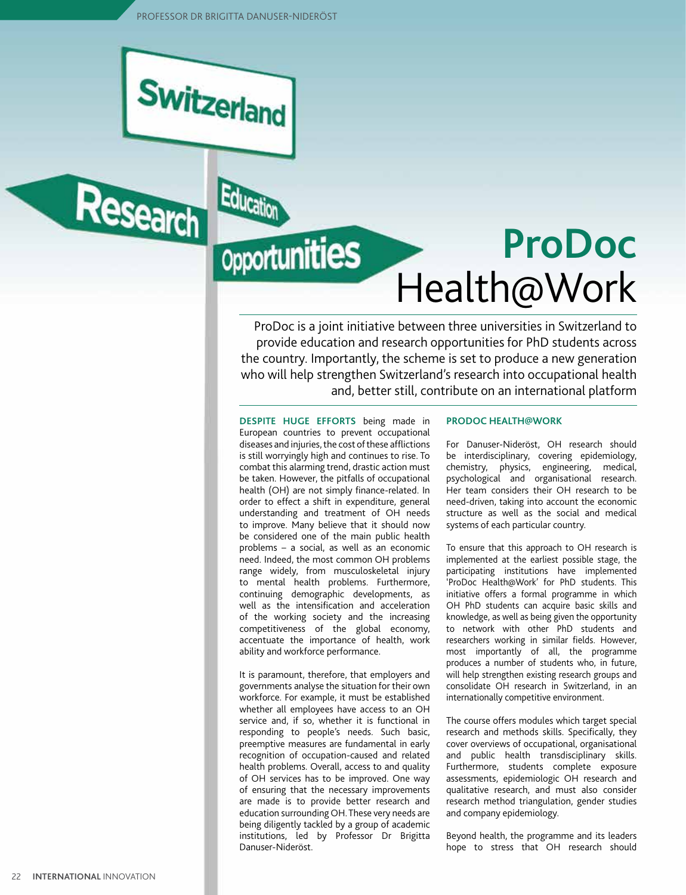# ProDoc Health@Work

ProDoc is a joint initiative between three universities in Switzerland to provide education and research opportunities for PhD students across the country. Importantly, the scheme is set to produce a new generation who will help strengthen Switzerland's research into occupational health and, better still, contribute on an international platform

**DESPITE HUGE EFFORTS** being made in European countries to prevent occupational diseases and injuries, the cost of these afflictions is still worryingly high and continues to rise. To combat this alarming trend, drastic action must be taken. However, the pitfalls of occupational health (OH) are not simply finance-related. In order to effect a shift in expenditure, general understanding and treatment of OH needs to improve. Many believe that it should now be considered one of the main public health problems – a social, as well as an economic need. Indeed, the most common OH problems range widely, from musculoskeletal injury to mental health problems. Furthermore, continuing demographic developments, as well as the intensification and acceleration of the working society and the increasing competitiveness of the global economy, accentuate the importance of health, work ability and workforce performance.

It is paramount, therefore, that employers and governments analyse the situation for their own workforce. For example, it must be established whether all employees have access to an OH service and, if so, whether it is functional in responding to people's needs. Such basic, preemptive measures are fundamental in early recognition of occupation-caused and related health problems. Overall, access to and quality of OH services has to be improved. One way of ensuring that the necessary improvements are made is to provide better research and education surrounding OH. These very needs are being diligently tackled by a group of academic institutions, led by Professor Dr Brigitta Danuser-Nideröst.

## PRODOC HEALTH@WORK

For Danuser-Nideröst, OH research should be interdisciplinary, covering epidemiology, chemistry, physics, engineering, medical, psychological and organisational research. Her team considers their OH research to be need-driven, taking into account the economic structure as well as the social and medical systems of each particular country.

To ensure that this approach to OH research is implemented at the earliest possible stage, the participating institutions have implemented 'ProDoc Health@Work' for PhD students. This initiative offers a formal programme in which OH PhD students can acquire basic skills and knowledge, as well as being given the opportunity to network with other PhD students and researchers working in similar fields. However, most importantly of all, the programme produces a number of students who, in future, will help strengthen existing research groups and consolidate OH research in Switzerland, in an internationally competitive environment.

The course offers modules which target special research and methods skills. Specifically, they cover overviews of occupational, organisational and public health transdisciplinary skills. Furthermore, students complete exposure assessments, epidemiologic OH research and qualitative research, and must also consider research method triangulation, gender studies and company epidemiology.

Beyond health, the programme and its leaders hope to stress that OH research should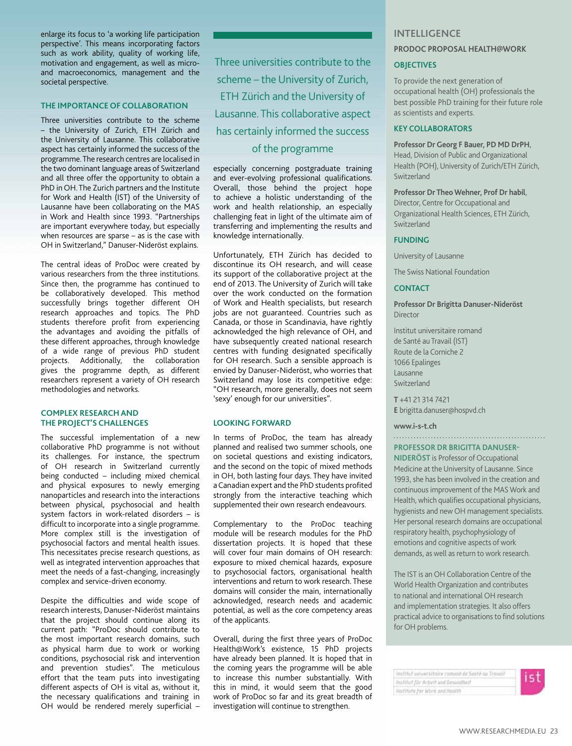enlarge its focus to 'a working life participation perspective'. This means incorporating factors such as work ability, quality of working life, motivation and engagement, as well as micro- and macroeconomics, management and the societal perspective.

### THE IMPORTANCE OF COLLABORATION

Three universities contribute to the scheme – the University of Zurich, ETH Zürich and the University of Lausanne. This collaborative aspect has certainly informed the success of the programme. The research centres are localised in the two dominant language areas of Switzerland and all three offer the opportunity to obtain a PhD in OH. The Zurich partners and the Institute for Work and Health (IST) of the University of Lausanne have been collaborating on the MAS in Work and Health since 1993. "Partnerships are important everywhere today, but especially when resources are sparse – as is the case with OH in Switzerland," Danuser-Nideröst explains.

The central ideas of ProDoc were created by various researchers from the three institutions. Since then, the programme has continued to be collaboratively developed. This method successfully brings together different OH research approaches and topics. The PhD students therefore profit from experiencing the advantages and avoiding the pitfalls of these different approaches, through knowledge of a wide range of previous PhD student projects. Additionally, the collaboration gives the programme depth, as different researchers represent a variety of OH research methodologies and networks.

### COMPLEX RESEARCH AND THE PROJECT'S CHALLENGES

The successful implementation of a new collaborative PhD programme is not without its challenges. For instance, the spectrum of OH research in Switzerland currently being conducted – including mixed chemical and physical exposures to newly emerging nanoparticles and research into the interactions between physical, psychosocial and health system factors in work-related disorders – is difficult to incorporate into a single programme. More complex still is the investigation of psychosocial factors and mental health issues. This necessitates precise research questions, as well as integrated intervention approaches that meet the needs of a fast-changing, increasingly complex and service-driven economy.

Despite the difficulties and wide scope of research interests, Danuser-Nideröst maintains that the project should continue along its current path: "ProDoc should contribute to the most important research domains, such as physical harm due to work or working conditions, psychosocial risk and intervention and prevention studies". The meticulous effort that the team puts into investigating different aspects of OH is vital as, without it, the necessary qualifications and training in OH would be rendered merely superficial – especially concerning postgraduate training and ever-evolving professional qualifications. Overall, those behind the project hope to achieve a holistic understanding of the work and health relationship, an especially challenging feat in light of the ultimate aim of transferring and implementing the results and knowledge internationally.

> Three universities contribute to the scheme – the University of Zurich, ETH Zürich and the University of Lausanne. This collaborative aspect has certainly informed the success of the programme

Unfortunately, ETH Zürich has decided to discontinue its OH research, and will cease its support of the collaborative project at the end of 2013. The University of Zurich will take over the work conducted on the formation of Work and Health specialists, but research jobs are not guaranteed. Countries such as Canada, or those in Scandinavia, have rightly acknowledged the high relevance of OH, and have subsequently created national research centres with funding designated specifically for OH research. Such a sensible approach is envied by Danuser-Nideröst, who worries that Switzerland may lose its competitive edge: "OH research, more generally, does not seem 'sexy' enough for our universities".

### LOOKING FORWARD

In terms of ProDoc, the team has already planned and realised two summer schools, one on societal questions and existing indicators, and the second on the topic of mixed methods in OH, both lasting four days. They have invited a Canadian expert and the PhD students profited strongly from the interactive teaching which supplemented their own research endeavours.

Complementary to the ProDoc teaching module will be research modules for the PhD dissertation projects. It is hoped that these will cover four main domains of OH research: exposure to mixed chemical hazards, exposure to psychosocial factors, organisational health interventions and return to work research. These domains will consider the main, internationally acknowledged, research needs and academic potential, as well as the core competency areas of the applicants.

Overall, during the first three years of ProDoc Health@Work's existence, 15 PhD projects have already been planned. It is hoped that in the coming years the programme will be able to increase this number substantially. With this in mind, it would seem that the good work of ProDoc so far and its great breadth of investigation will continue to strengthen.

## INTELLIGENCE

### PRODOC PROPOSAL HEALTH@WORK

### OBJECTIVES

To provide the next generation of occupational health (OH) professionals the best possible PhD training for their future role as scientists and experts.

### KEY COLLABORATORS

**Professor Dr Georg F Bauer, PD MD DrPH**, Head, Division of Public and Organizational Health (POH), University of Zurich/ETH Zürich, Switzerland

**Professor Dr Theo Wehner, Prof Dr habil**, Director, Centre for Occupational and Organizational Health Sciences, ETH Zürich, Switzerland

### FUNDING

University of Lausanne

The Swiss National Foundation

### CONTACT

**Professor Dr Brigitta Danuser-Nideröst**
Director

Institut universitaire romand
de Santé au Travail (IST)
Route de la Corniche 2
1066 Epalinges
Lausanne
Switzerland

**T** +41 21 314 7421
**E** brigitta.danuser@hospvd.ch

**www.i-s-t.ch**

**PROFESSOR DR BRIGITTA DANUSER-NIDERÖST** is Professor of Occupational Medicine at the University of Lausanne. Since 1993, she has been involved in the creation and continuous improvement of the MAS Work and Health, which qualifies occupational physicians, hygienists and new OH management specialists. Her personal research domains are occupational respiratory health, psychophysiology of emotions and cognitive aspects of work demands, as well as return to work research.

The IST is an OH Collaboration Centre of the World Health Organization and contributes to national and international OH research and implementation strategies. It also offers practical advice to organisations to find solutions for OH problems.

Institut universitaire romand de Santé au Travail
Institut für Arbeit und Gesundheit
Institute for Work and Health

ist